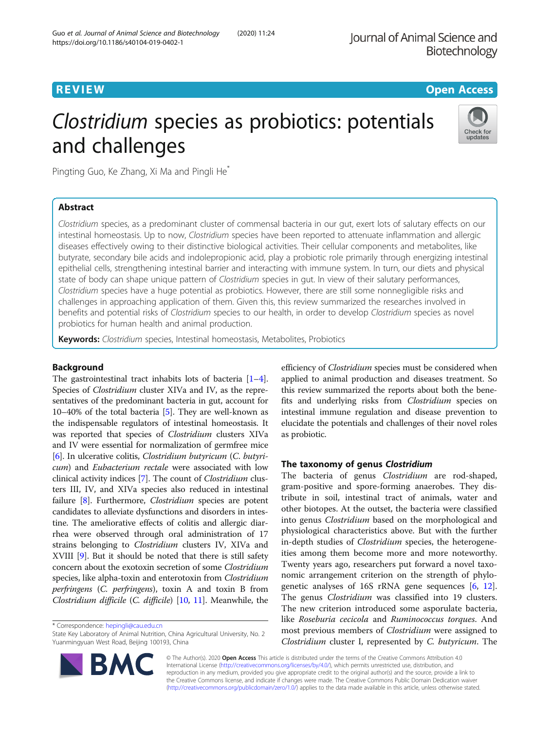REVIEW

Open Access

# *Clostridium* species as probiotics: potentials and challenges

Pingting Guo, Ke Zhang, Xi Ma and Pingli He*

## Abstract

*Clostridium* species, as a predominant cluster of commensal bacteria in our gut, exert lots of salutary effects on our intestinal homeostasis. Up to now, *Clostridium* species have been reported to attenuate inflammation and allergic diseases effectively owing to their distinctive biological activities. Their cellular components and metabolites, like butyrate, secondary bile acids and indolepropionic acid, play a probiotic role primarily through energizing intestinal epithelial cells, strengthening intestinal barrier and interacting with immune system. In turn, our diets and physical state of body can shape unique pattern of *Clostridium* species in gut. In view of their salutary performances, *Clostridium* species have a huge potential as probiotics. However, there are still some nonnegligible risks and challenges in approaching application of them. Given this, this review summarized the researches involved in benefits and potential risks of *Clostridium* species to our health, in order to develop *Clostridium* species as novel probiotics for human health and animal production.

**Keywords:** *Clostridium* species, Intestinal homeostasis, Metabolites, Probiotics

## Background

The gastrointestinal tract inhabits lots of bacteria [1–4]. Species of *Clostridium* cluster XIVa and IV, as the representatives of the predominant bacteria in gut, account for 10–40% of the total bacteria [5]. They are well-known as the indispensable regulators of intestinal homeostasis. It was reported that species of *Clostridium* clusters XIVa and IV were essential for normalization of germfree mice [6]. In ulcerative colitis, *Clostridium butyricum* (*C. butyricum*) and *Eubacterium rectale* were associated with low clinical activity indices [7]. The count of *Clostridium* clusters III, IV, and XIVa species also reduced in intestinal failure [8]. Furthermore, *Clostridium* species are potent candidates to alleviate dysfunctions and disorders in intestine. The ameliorative effects of colitis and allergic diarrhea were observed through oral administration of 17 strains belonging to *Clostridium* clusters IV, XIVa and XVIII [9]. But it should be noted that there is still safety concern about the exotoxin secretion of some *Clostridium* species, like alpha-toxin and enterotoxin from *Clostridium perfringens* (*C. perfringens*), toxin A and toxin B from *Clostridium difficile* (*C. difficile*) [10, 11]. Meanwhile, the efficiency of *Clostridium* species must be considered when applied to animal production and diseases treatment. So this review summarized the reports about both the benefits and underlying risks from *Clostridium* species on intestinal immune regulation and disease prevention to elucidate the potentials and challenges of their novel roles as probiotic.

## The taxonomy of genus *Clostridium*

The bacteria of genus *Clostridium* are rod-shaped, gram-positive and spore-forming anaerobes. They distribute in soil, intestinal tract of animals, water and other biotopes. At the outset, the bacteria were classified into genus *Clostridium* based on the morphological and physiological characteristics above. But with the further in-depth studies of *Clostridium* species, the heterogeneities among them become more and more noteworthy. Twenty years ago, researchers put forward a novel taxonomic arrangement criterion on the strength of phylogenetic analyses of 16S rRNA gene sequences [6, 12]. The genus *Clostridium* was classified into 19 clusters. The new criterion introduced some asporulate bacteria, like *Roseburia cecicola* and *Ruminococcus torques*. And most previous members of *Clostridium* were assigned to *Clostridium* cluster I, represented by *C. butyricum*. The

\* Correspondence: hepingli@cau.edu.cn
State Key Laboratory of Animal Nutrition, China Agricultural University, No. 2 Yuanmingyuan West Road, Beijing 100193, China

© The Author(s). 2020 **Open Access** This article is distributed under the terms of the Creative Commons Attribution 4.0 International License (http://creativecommons.org/licenses/by/4.0/), which permits unrestricted use, distribution, and reproduction in any medium, provided you give appropriate credit to the original author(s) and the source, provide a link to the Creative Commons license, and indicate if changes were made. The Creative Commons Public Domain Dedication waiver (http://creativecommons.org/publicdomain/zero/1.0/) applies to the data made available in this article, unless otherwise stated.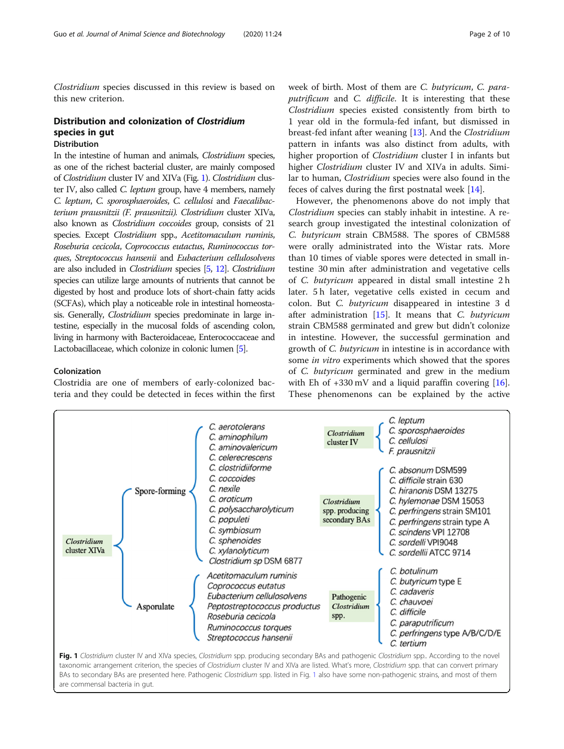*Clostridium* species discussed in this review is based on this new criterion.

## Distribution and colonization of *Clostridium* species in gut

### Distribution

In the intestine of human and animals, *Clostridium* species, as one of the richest bacterial cluster, are mainly composed of *Clostridium* cluster IV and XIVa (Fig. 1). *Clostridium* cluster IV, also called *C. leptum* group, have 4 members, namely *C. leptum*, *C. sporosphaeroides*, *C. cellulosi* and *Faecalibacterium prausnitzii (F. prausnitzii)*. *Clostridium* cluster XIVa, also known as *Clostridium coccoides* group, consists of 21 species. Except *Clostridium* spp., *Acetitomaculum ruminis*, *Roseburia cecicola*, *Coprococcus eutactus*, *Ruminococcus torques*, *Streptococcus hansenii* and *Eubacterium cellulosolvens* are also included in *Clostridium* species [5, 12]. *Clostridium* species can utilize large amounts of nutrients that cannot be digested by host and produce lots of short-chain fatty acids (SCFAs), which play a noticeable role in intestinal homeostasis. Generally, *Clostridium* species predominate in large intestine, especially in the mucosal folds of ascending colon, living in harmony with Bacteroidaceae, Enterococcaceae and Lactobacillaceae, which colonize in colonic lumen [5].

### Colonization

Clostridia are one of members of early-colonized bacteria and they could be detected in feces within the first week of birth. Most of them are *C. butyricum*, *C. paraputrificum* and *C. difficile*. It is interesting that these *Clostridium* species existed consistently from birth to 1 year old in the formula-fed infant, but dismissed in breast-fed infant after weaning [13]. And the *Clostridium* pattern in infants was also distinct from adults, with higher proportion of *Clostridium* cluster I in infants but higher *Clostridium* cluster IV and XIVa in adults. Similar to human, *Clostridium* species were also found in the feces of calves during the first postnatal week [14].

However, the phenomenons above do not imply that *Clostridium* species can stably inhabit in intestine. A research group investigated the intestinal colonization of *C. butyricum* strain CBM588. The spores of CBM588 were orally administrated into the Wistar rats. More than 10 times of viable spores were detected in small intestine 30 min after administration and vegetative cells of *C. butyricum* appeared in distal small intestine 2 h later. 5 h later, vegetative cells existed in cecum and colon. But *C. butyricum* disappeared in intestine 3 d after administration [15]. It means that *C. butyricum* strain CBM588 germinated and grew but didn't colonize in intestine. However, the successful germination and growth of *C. butyricum* in intestine is in accordance with some *in vitro* experiments which showed that the spores of *C. butyricum* germinated and grew in the medium with Eh of +330 mV and a liquid paraffin covering [16]. These phenomenons can be explained by the active

**Clostridium cluster XIVa**
- Spore-forming: *C. aerotolerans*, *C. aminophilum*, *C. aminovalericum*, *C. celerecrescens*, *C. clostridiiforme*, *C. coccoides*, *C. nexile*, *C. oroticum*, *C. polysaccharolyticum*, *C. populeti*, *C. symbiosum*, *C. sphenoides*, *C. xylanolyticum*, *Clostridium sp* DSM 6877
- Asporulate: *Acetitomaculum ruminis*, *Coprococcus eutatus*, *Eubacterium cellulosolvens*, *Peptostreptococcus productus*, *Roseburia cecicola*, *Ruminococcus torques*, *Streptococcus hansenii*

**Clostridium cluster IV**: *C. leptum*, *C. sporosphaeroides*, *C. cellulosi*, *F. prausnitzii*

**Clostridium spp. producing secondary BAs**: *C. absonum* DSM599, *C. difficile* strain 630, *C. hiranonis* DSM 13275, *C. hylemonae* DSM 15053, *C. perfringens* strain SM101, *C. perfringens* strain type A, *C. scindens* VPI 12708, *C. sordelli* VPI9048, *C. sordellii* ATCC 9714

**Pathogenic Clostridium spp.**: *C. botulinum*, *C. butyricum* type E, *C. cadaveris*, *C. chauvoei*, *C. difficile*, *C. paraputrificum*, *C. perfringens* type A/B/C/D/E, *C. tertium*

**Fig. 1** *Clostridium* cluster IV and XIVa species, *Clostridium* spp. producing secondary BAs and pathogenic *Clostridium* spp.. According to the novel taxonomic arrangement criterion, the species of *Clostridium* cluster IV and XIVa are listed. What's more, *Clostridium* spp. that can convert primary BAs to secondary BAs are presented here. Pathogenic *Clostridium* spp. listed in Fig. 1 also have some non-pathogenic strains, and most of them are commensal bacteria in gut.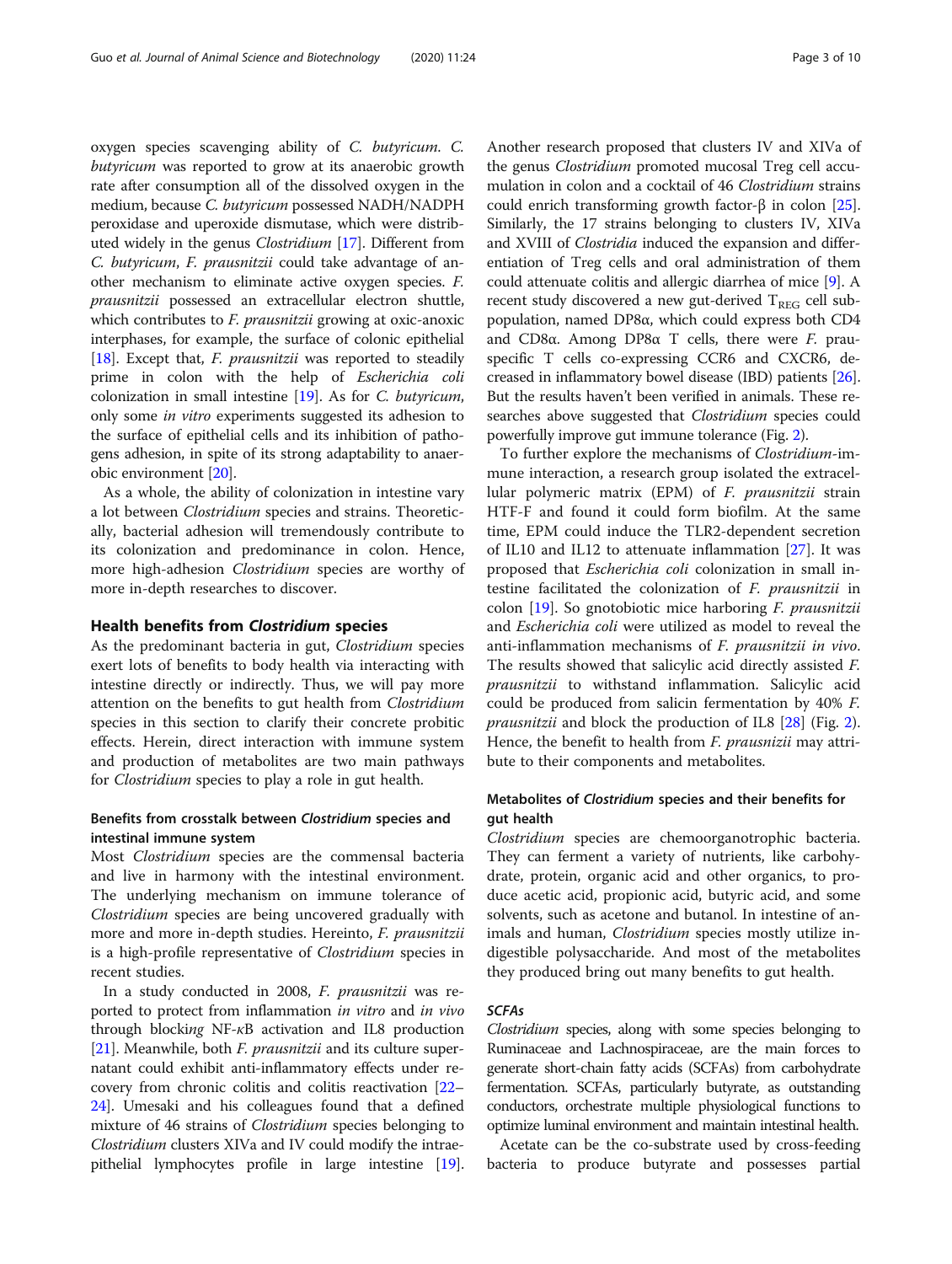oxygen species scavenging ability of *C. butyricum*. *C. butyricum* was reported to grow at its anaerobic growth rate after consumption all of the dissolved oxygen in the medium, because *C. butyricum* possessed NADH/NADPH peroxidase and uperoxide dismutase, which were distributed widely in the genus *Clostridium* [17]. Different from *C. butyricum*, *F. prausnitzii* could take advantage of another mechanism to eliminate active oxygen species. *F. prausnitzii* possessed an extracellular electron shuttle, which contributes to *F. prausnitzii* growing at oxic-anoxic interphases, for example, the surface of colonic epithelial [18]. Except that, *F. prausnitzii* was reported to steadily prime in colon with the help of *Escherichia coli* colonization in small intestine [19]. As for *C. butyricum*, only some *in vitro* experiments suggested its adhesion to the surface of epithelial cells and its inhibition of pathogens adhesion, in spite of its strong adaptability to anaerobic environment [20].

As a whole, the ability of colonization in intestine vary a lot between *Clostridium* species and strains. Theoretically, bacterial adhesion will tremendously contribute to its colonization and predominance in colon. Hence, more high-adhesion *Clostridium* species are worthy of more in-depth researches to discover.

## Health benefits from *Clostridium* species

As the predominant bacteria in gut, *Clostridium* species exert lots of benefits to body health via interacting with intestine directly or indirectly. Thus, we will pay more attention on the benefits to gut health from *Clostridium* species in this section to clarify their concrete probitic effects. Herein, direct interaction with immune system and production of metabolites are two main pathways for *Clostridium* species to play a role in gut health.

### Benefits from crosstalk between *Clostridium* species and intestinal immune system

Most *Clostridium* species are the commensal bacteria and live in harmony with the intestinal environment. The underlying mechanism on immune tolerance of *Clostridium* species are being uncovered gradually with more and more in-depth studies. Hereinto, *F. prausnitzii* is a high-profile representative of *Clostridium* species in recent studies.

In a study conducted in 2008, *F. prausnitzii* was reported to protect from inflammation *in vitro* and *in vivo* through block*ing* NF-$\kappa$B activation and IL8 production [21]. Meanwhile, both *F. prausnitzii* and its culture supernatant could exhibit anti-inflammatory effects under recovery from chronic colitis and colitis reactivation [22–24]. Umesaki and his colleagues found that a defined mixture of 46 strains of *Clostridium* species belonging to *Clostridium* clusters XIVa and IV could modify the intraepithelial lymphocytes profile in large intestine [19]. Another research proposed that clusters IV and XIVa of the genus *Clostridium* promoted mucosal Treg cell accumulation in colon and a cocktail of 46 *Clostridium* strains could enrich transforming growth factor-β in colon [25]. Similarly, the 17 strains belonging to clusters IV, XIVa and XVIII of *Clostridia* induced the expansion and differentiation of Treg cells and oral administration of them could attenuate colitis and allergic diarrhea of mice [9]. A recent study discovered a new gut-derived $T_{REG}$ cell subpopulation, named DP8α, which could express both CD4 and CD8α. Among DP8α T cells, there were *F. prau*-specific T cells co-expressing CCR6 and CXCR6, decreased in inflammatory bowel disease (IBD) patients [26]. But the results haven't been verified in animals. These researches above suggested that *Clostridium* species could powerfully improve gut immune tolerance (Fig. 2).

To further explore the mechanisms of *Clostridium*-immune interaction, a research group isolated the extracellular polymeric matrix (EPM) of *F. prausnitzii* strain HTF-F and found it could form biofilm. At the same time, EPM could induce the TLR2-dependent secretion of IL10 and IL12 to attenuate inflammation [27]. It was proposed that *Escherichia coli* colonization in small intestine facilitated the colonization of *F. prausnitzii* in colon [19]. So gnotobiotic mice harboring *F. prausnitzii* and *Escherichia coli* were utilized as model to reveal the anti-inflammation mechanisms of *F. prausnitzii in vivo*. The results showed that salicylic acid directly assisted *F. prausnitzii* to withstand inflammation. Salicylic acid could be produced from salicin fermentation by 40% *F. prausnitzii* and block the production of IL8 [28] (Fig. 2). Hence, the benefit to health from *F. prausnizii* may attribute to their components and metabolites.

### Metabolites of *Clostridium* species and their benefits for gut health

*Clostridium* species are chemoorganotrophic bacteria. They can ferment a variety of nutrients, like carbohydrate, protein, organic acid and other organics, to produce acetic acid, propionic acid, butyric acid, and some solvents, such as acetone and butanol. In intestine of animals and human, *Clostridium* species mostly utilize indigestible polysaccharide. And most of the metabolites they produced bring out many benefits to gut health.

#### *SCFAs*

*Clostridium* species, along with some species belonging to Ruminaceae and Lachnospiraceae, are the main forces to generate short-chain fatty acids (SCFAs) from carbohydrate fermentation. SCFAs, particularly butyrate, as outstanding conductors, orchestrate multiple physiological functions to optimize luminal environment and maintain intestinal health.

Acetate can be the co-substrate used by cross-feeding bacteria to produce butyrate and possesses partial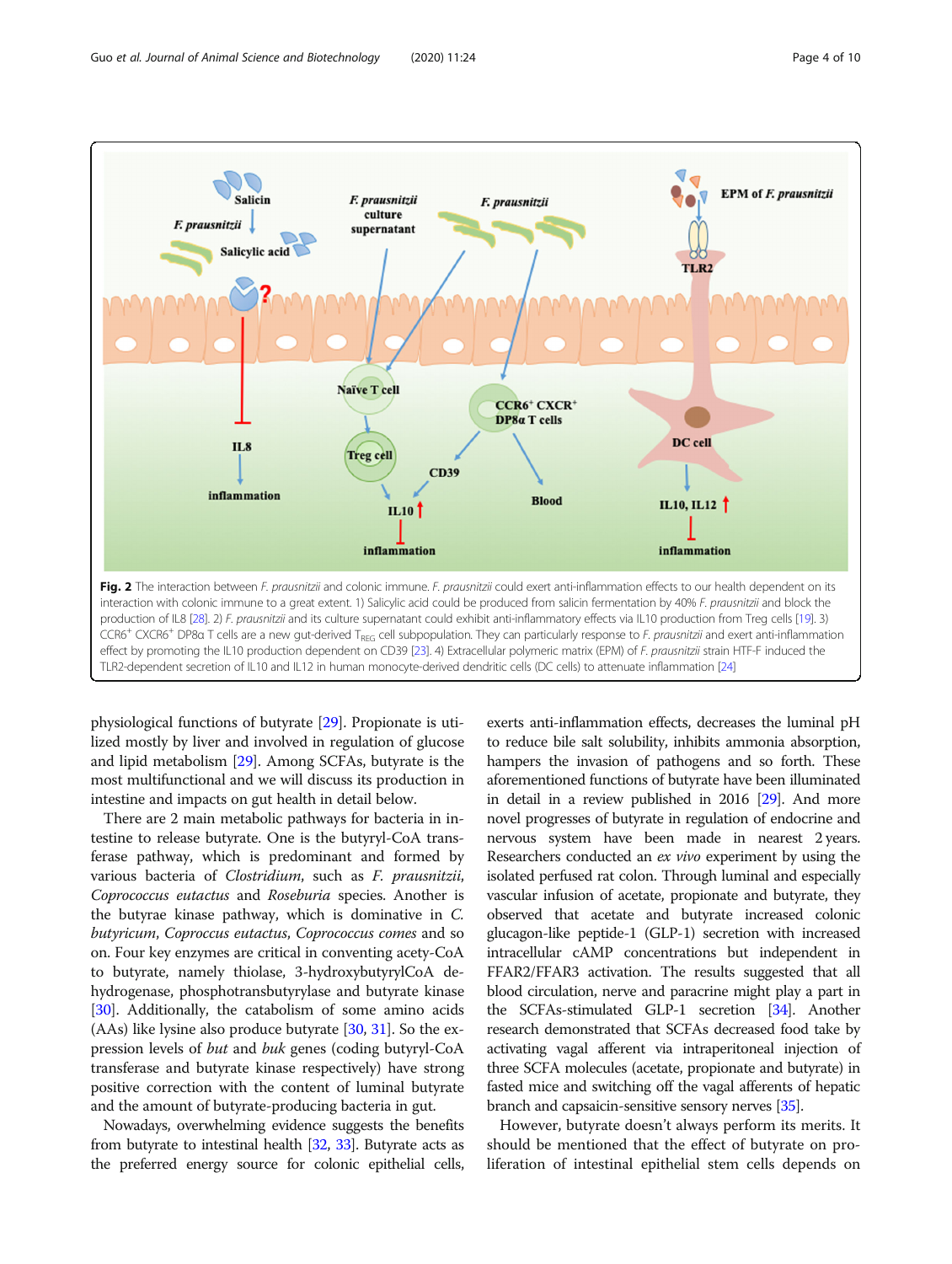**Fig. 2** The interaction between *F. prausnitzii* and colonic immune. *F. prausnitzii* could exert anti-inflammation effects to our health dependent on its interaction with colonic immune to a great extent. 1) Salicylic acid could be produced from salicin fermentation by 40% *F. prausnitzii* and block the production of IL8 [28]. 2) *F. prausnitzii* and its culture supernatant could exhibit anti-inflammatory effects via IL10 production from Treg cells [19]. 3) $CCR6^{+}$ $CXCR6^{+}$ DP8α T cells are a new gut-derived $T_{REG}$ cell subpopulation. They can particularly response to *F. prausnitzii* and exert anti-inflammation effect by promoting the IL10 production dependent on CD39 [23]. 4) Extracellular polymeric matrix (EPM) of *F. prausnitzii* strain HTF-F induced the TLR2-dependent secretion of IL10 and IL12 in human monocyte-derived dendritic cells (DC cells) to attenuate inflammation [24]

physiological functions of butyrate [29]. Propionate is utilized mostly by liver and involved in regulation of glucose and lipid metabolism [29]. Among SCFAs, butyrate is the most multifunctional and we will discuss its production in intestine and impacts on gut health in detail below.

There are 2 main metabolic pathways for bacteria in intestine to release butyrate. One is the butyryl-CoA transferase pathway, which is predominant and formed by various bacteria of *Clostridium*, such as *F. prausnitzii*, *Coprococcus eutactus* and *Roseburia* species. Another is the butyrae kinase pathway, which is dominative in *C. butyricum*, *Coproccus eutactus*, *Coprococcus comes* and so on. Four key enzymes are critical in conventing acety-CoA to butyrate, namely thiolase, 3-hydroxybutyrylCoA dehydrogenase, phosphotransbutyrylase and butyrate kinase [30]. Additionally, the catabolism of some amino acids (AAs) like lysine also produce butyrate [30, 31]. So the expression levels of *but* and *buk* genes (coding butyryl-CoA transferase and butyrate kinase respectively) have strong positive correction with the content of luminal butyrate and the amount of butyrate-producing bacteria in gut.

Nowadays, overwhelming evidence suggests the benefits from butyrate to intestinal health [32, 33]. Butyrate acts as the preferred energy source for colonic epithelial cells, exerts anti-inflammation effects, decreases the luminal pH to reduce bile salt solubility, inhibits ammonia absorption, hampers the invasion of pathogens and so forth. These aforementioned functions of butyrate have been illuminated in detail in a review published in 2016 [29]. And more novel progresses of butyrate in regulation of endocrine and nervous system have been made in nearest 2 years. Researchers conducted an *ex vivo* experiment by using the isolated perfused rat colon. Through luminal and especially vascular infusion of acetate, propionate and butyrate, they observed that acetate and butyrate increased colonic glucagon-like peptide-1 (GLP-1) secretion with increased intracellular cAMP concentrations but independent in FFAR2/FFAR3 activation. The results suggested that all blood circulation, nerve and paracrine might play a part in the SCFAs-stimulated GLP-1 secretion [34]. Another research demonstrated that SCFAs decreased food take by activating vagal afferent via intraperitoneal injection of three SCFA molecules (acetate, propionate and butyrate) in fasted mice and switching off the vagal afferents of hepatic branch and capsaicin-sensitive sensory nerves [35].

However, butyrate doesn't always perform its merits. It should be mentioned that the effect of butyrate on proliferation of intestinal epithelial stem cells depends on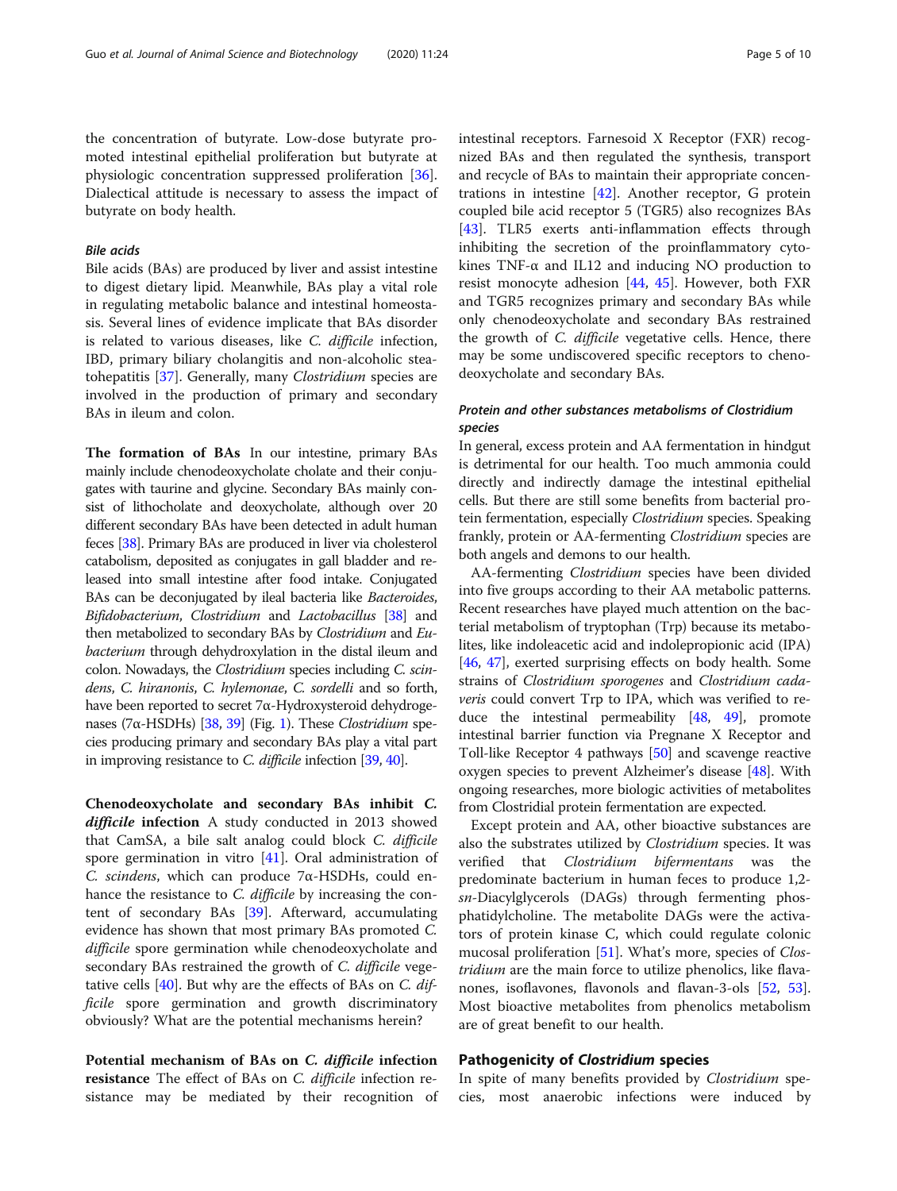the concentration of butyrate. Low-dose butyrate promoted intestinal epithelial proliferation but butyrate at physiologic concentration suppressed proliferation [36]. Dialectical attitude is necessary to assess the impact of butyrate on body health.

#### *Bile acids*

Bile acids (BAs) are produced by liver and assist intestine to digest dietary lipid. Meanwhile, BAs play a vital role in regulating metabolic balance and intestinal homeostasis. Several lines of evidence implicate that BAs disorder is related to various diseases, like *C. difficile* infection, IBD, primary biliary cholangitis and non-alcoholic steatohepatitis [37]. Generally, many *Clostridium* species are involved in the production of primary and secondary BAs in ileum and colon.

**The formation of BAs** In our intestine, primary BAs mainly include chenodeoxycholate cholate and their conjugates with taurine and glycine. Secondary BAs mainly consist of lithocholate and deoxycholate, although over 20 different secondary BAs have been detected in adult human feces [38]. Primary BAs are produced in liver via cholesterol catabolism, deposited as conjugates in gall bladder and released into small intestine after food intake. Conjugated BAs can be deconjugated by ileal bacteria like *Bacteroides*, *Bifidobacterium*, *Clostridium* and *Lactobacillus* [38] and then metabolized to secondary BAs by *Clostridium* and *Eubacterium* through dehydroxylation in the distal ileum and colon. Nowadays, the *Clostridium* species including *C. scindens*, *C. hiranonis*, *C. hylemonae*, *C. sordelli* and so forth, have been reported to secret 7α-Hydroxysteroid dehydrogenases (7α-HSDHs) [38, 39] (Fig. 1). These *Clostridium* species producing primary and secondary BAs play a vital part in improving resistance to *C. difficile* infection [39, 40].

**Chenodeoxycholate and secondary BAs inhibit *C. difficile* infection** A study conducted in 2013 showed that CamSA, a bile salt analog could block *C. difficile* spore germination in vitro [41]. Oral administration of *C. scindens*, which can produce 7α-HSDHs, could enhance the resistance to *C. difficile* by increasing the content of secondary BAs [39]. Afterward, accumulating evidence has shown that most primary BAs promoted *C. difficile* spore germination while chenodeoxycholate and secondary BAs restrained the growth of *C. difficile* vegetative cells [40]. But why are the effects of BAs on *C. difficile* spore germination and growth discriminatory obviously? What are the potential mechanisms herein?

**Potential mechanism of BAs on *C. difficile* infection resistance** The effect of BAs on *C. difficile* infection resistance may be mediated by their recognition of intestinal receptors. Farnesoid X Receptor (FXR) recognized BAs and then regulated the synthesis, transport and recycle of BAs to maintain their appropriate concentrations in intestine [42]. Another receptor, G protein coupled bile acid receptor 5 (TGR5) also recognizes BAs [43]. TLR5 exerts anti-inflammation effects through inhibiting the secretion of the proinflammatory cytokines TNF-α and IL12 and inducing NO production to resist monocyte adhesion [44, 45]. However, both FXR and TGR5 recognizes primary and secondary BAs while only chenodeoxycholate and secondary BAs restrained the growth of *C. difficile* vegetative cells. Hence, there may be some undiscovered specific receptors to chenodeoxycholate and secondary BAs.

### *Protein and other substances metabolisms of Clostridium species*

In general, excess protein and AA fermentation in hindgut is detrimental for our health. Too much ammonia could directly and indirectly damage the intestinal epithelial cells. But there are still some benefits from bacterial protein fermentation, especially *Clostridium* species. Speaking frankly, protein or AA-fermenting *Clostridium* species are both angels and demons to our health.

AA-fermenting *Clostridium* species have been divided into five groups according to their AA metabolic patterns. Recent researches have played much attention on the bacterial metabolism of tryptophan (Trp) because its metabolites, like indoleacetic acid and indolepropionic acid (IPA) [46, 47], exerted surprising effects on body health. Some strains of *Clostridium sporogenes* and *Clostridium cadaveris* could convert Trp to IPA, which was verified to reduce the intestinal permeability [48, 49], promote intestinal barrier function via Pregnane X Receptor and Toll-like Receptor 4 pathways [50] and scavenge reactive oxygen species to prevent Alzheimer's disease [48]. With ongoing researches, more biologic activities of metabolites from Clostridial protein fermentation are expected.

Except protein and AA, other bioactive substances are also the substrates utilized by *Clostridium* species. It was verified that *Clostridium bifermentans* was the predominate bacterium in human feces to produce 1,2-*sn*-Diacylglycerols (DAGs) through fermenting phosphatidylcholine. The metabolite DAGs were the activators of protein kinase C, which could regulate colonic mucosal proliferation [51]. What's more, species of *Clostridium* are the main force to utilize phenolics, like flavanones, isoflavones, flavonols and flavan-3-ols [52, 53]. Most bioactive metabolites from phenolics metabolism are of great benefit to our health.

## Pathogenicity of *Clostridium* species

In spite of many benefits provided by *Clostridium* species, most anaerobic infections were induced by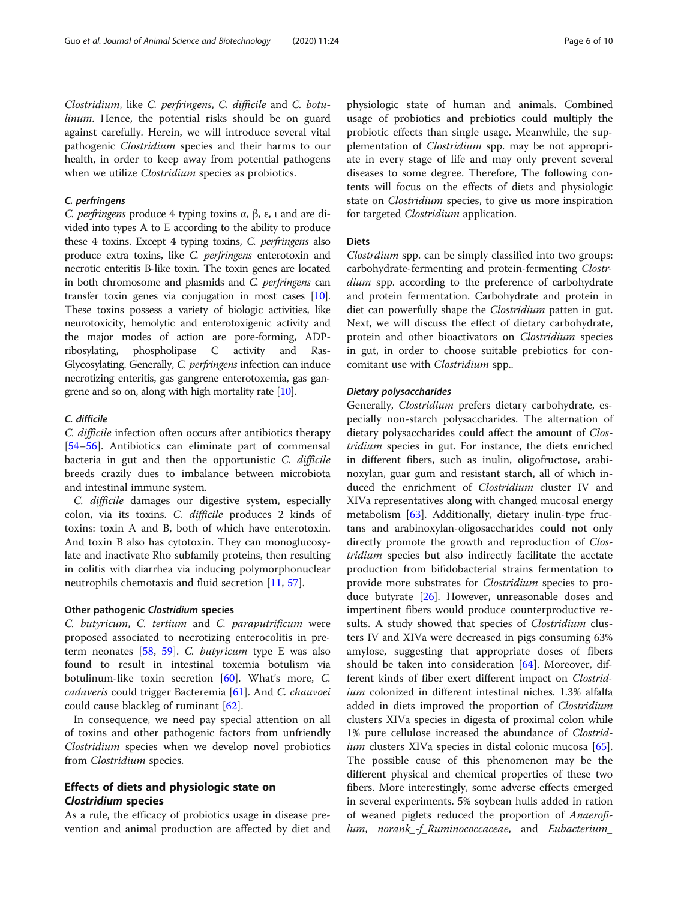*Clostridium*, like *C. perfringens*, *C. difficile* and *C. botulinum*. Hence, the potential risks should be on guard against carefully. Herein, we will introduce several vital pathogenic *Clostridium* species and their harms to our health, in order to keep away from potential pathogens when we utilize *Clostridium* species as probiotics.

#### *C. perfringens*

*C. perfringens* produce 4 typing toxins α, β, ε, ι and are divided into types A to E according to the ability to produce these 4 toxins. Except 4 typing toxins, *C. perfringens* also produce extra toxins, like *C. perfringens* enterotoxin and necrotic enteritis B-like toxin. The toxin genes are located in both chromosome and plasmids and *C. perfringens* can transfer toxin genes via conjugation in most cases [10]. These toxins possess a variety of biologic activities, like neurotoxicity, hemolytic and enterotoxigenic activity and the major modes of action are pore-forming, ADP-ribosylating, phospholipase C activity and Ras-Glycosylating. Generally, *C. perfringens* infection can induce necrotizing enteritis, gas gangrene enterotoxemia, gas gangrene and so on, along with high mortality rate [10].

#### *C. difficile*

*C. difficile* infection often occurs after antibiotics therapy [54–56]. Antibiotics can eliminate part of commensal bacteria in gut and then the opportunistic *C. difficile* breeds crazily dues to imbalance between microbiota and intestinal immune system.

*C. difficile* damages our digestive system, especially colon, via its toxins. *C. difficile* produces 2 kinds of toxins: toxin A and B, both of which have enterotoxin. And toxin B also has cytotoxin. They can monoglucosylate and inactivate Rho subfamily proteins, then resulting in colitis with diarrhea via inducing polymorphonuclear neutrophils chemotaxis and fluid secretion [11, 57].

### Other pathogenic *Clostridium* species

*C. butyricum*, *C. tertium* and *C. paraputrificum* were proposed associated to necrotizing enterocolitis in preterm neonates [58, 59]. *C. butyricum* type E was also found to result in intestinal toxemia botulism via botulinum-like toxin secretion [60]. What's more, *C. cadaveris* could trigger Bacteremia [61]. And *C. chauvoei* could cause blackleg of ruminant [62].

In consequence, we need pay special attention on all of toxins and other pathogenic factors from unfriendly *Clostridium* species when we develop novel probiotics from *Clostridium* species.

## Effects of diets and physiologic state on *Clostridium* species

As a rule, the efficacy of probiotics usage in disease prevention and animal production are affected by diet and physiologic state of human and animals. Combined usage of probiotics and prebiotics could multiply the probiotic effects than single usage. Meanwhile, the supplementation of *Clostridium* spp. may be not appropriate in every stage of life and may only prevent several diseases to some degree. Therefore, The following contents will focus on the effects of diets and physiologic state on *Clostridium* species, to give us more inspiration for targeted *Clostridium* application.

### Diets

*Clostrdium* spp. can be simply classified into two groups: carbohydrate-fermenting and protein-fermenting *Clostrdium* spp. according to the preference of carbohydrate and protein fermentation. Carbohydrate and protein in diet can powerfully shape the *Clostridium* patten in gut. Next, we will discuss the effect of dietary carbohydrate, protein and other bioactivators on *Clostridium* species in gut, in order to choose suitable prebiotics for concomitant use with *Clostridium* spp..

#### *Dietary polysaccharides*

Generally, *Clostridium* prefers dietary carbohydrate, especially non-starch polysaccharides. The alternation of dietary polysaccharides could affect the amount of *Clostridium* species in gut. For instance, the diets enriched in different fibers, such as inulin, oligofructose, arabinoxylan, guar gum and resistant starch, all of which induced the enrichment of *Clostridium* cluster IV and XIVa representatives along with changed mucosal energy metabolism [63]. Additionally, dietary inulin-type fructans and arabinoxylan-oligosaccharides could not only directly promote the growth and reproduction of *Clostridium* species but also indirectly facilitate the acetate production from bifidobacterial strains fermentation to provide more substrates for *Clostridium* species to produce butyrate [26]. However, unreasonable doses and impertinent fibers would produce counterproductive results. A study showed that species of *Clostridium* clusters IV and XIVa were decreased in pigs consuming 63% amylose, suggesting that appropriate doses of fibers should be taken into consideration [64]. Moreover, different kinds of fiber exert different impact on *Clostridium* colonized in different intestinal niches. 1.3% alfalfa added in diets improved the proportion of *Clostridium* clusters XIVa species in digesta of proximal colon while 1% pure cellulose increased the abundance of *Clostridium* clusters XIVa species in distal colonic mucosa [65]. The possible cause of this phenomenon may be the different physical and chemical properties of these two fibers. More interestingly, some adverse effects emerged in several experiments. 5% soybean hulls added in ration of weaned piglets reduced the proportion of *Anaerofilum*, *norank_-f_Ruminococcaceae*, and *Eubacterium_*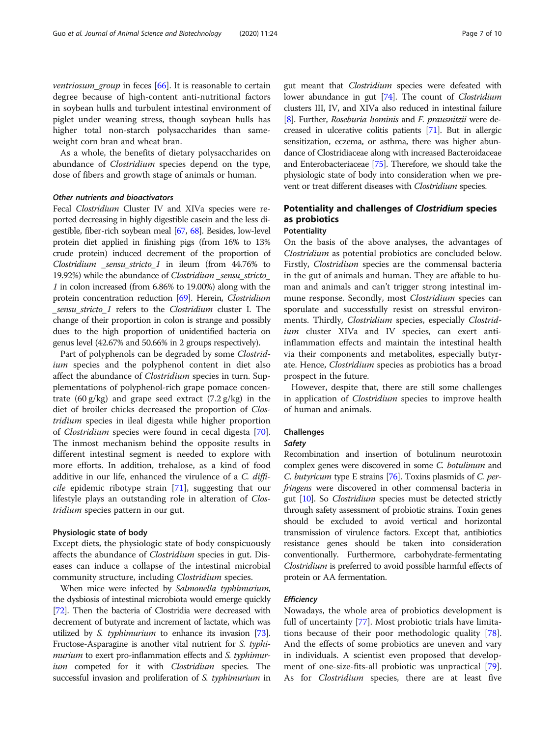*ventriosum_group* in feces [66]. It is reasonable to certain degree because of high-content anti-nutritional factors in soybean hulls and turbulent intestinal environment of piglet under weaning stress, though soybean hulls has higher total non-starch polysaccharides than same-weight corn bran and wheat bran.

As a whole, the benefits of dietary polysaccharides on abundance of *Clostridium* species depend on the type, dose of fibers and growth stage of animals or human.

#### Other nutrients and bioactivators

Fecal *Clostridium* Cluster IV and XIVa species were reported decreasing in highly digestible casein and the less digestible, fiber-rich soybean meal [67, 68]. Besides, low-level protein diet applied in finishing pigs (from 16% to 13% crude protein) induced decrement of the proportion of *Clostridium _sensu_stricto_1* in ileum (from 44.76% to 19.92%) while the abundance of *Clostridium _sensu_stricto_1* in colon increased (from 6.86% to 19.00%) along with the protein concentration reduction [69]. Herein, *Clostridium _sensu_stricto_1* refers to the *Clostridium* cluster I. The change of their proportion in colon is strange and possibly dues to the high proportion of unidentified bacteria on genus level (42.67% and 50.66% in 2 groups respectively).

Part of polyphenols can be degraded by some *Clostridium* species and the polyphenol content in diet also affect the abundance of *Clostridium* species in turn. Supplementations of polyphenol-rich grape pomace concentrate (60 g/kg) and grape seed extract (7.2 g/kg) in the diet of broiler chicks decreased the proportion of *Clostridium* species in ileal digesta while higher proportion of *Clostridium* species were found in cecal digesta [70]. The inmost mechanism behind the opposite results in different intestinal segment is needed to explore with more efforts. In addition, trehalose, as a kind of food additive in our life, enhanced the virulence of a *C. difficile* epidemic ribotype strain [71], suggesting that our lifestyle plays an outstanding role in alteration of *Clostridium* species pattern in our gut.

### Physiologic state of body

Except diets, the physiologic state of body conspicuously affects the abundance of *Clostridium* species in gut. Diseases can induce a collapse of the intestinal microbial community structure, including *Clostridium* species.

When mice were infected by *Salmonella typhimurium*, the dysbiosis of intestinal microbiota would emerge quickly [72]. Then the bacteria of Clostridia were decreased with decrement of butyrate and increment of lactate, which was utilized by *S. typhimurium* to enhance its invasion [73]. Fructose-Asparagine is another vital nutrient for *S. typhimurium* to exert pro-inflammation effects and *S. typhimurium* competed for it with *Clostridium* species. The successful invasion and proliferation of *S. typhimurium* in gut meant that *Clostridium* species were defeated with lower abundance in gut [74]. The count of *Clostridium* clusters III, IV, and XIVa also reduced in intestinal failure [8]. Further, *Roseburia hominis* and *F. prausnitzii* were decreased in ulcerative colitis patients [71]. But in allergic sensitization, eczema, or asthma, there was higher abundance of Clostridiaceae along with increased Bacteroidaceae and Enterobacteriaceae [75]. Therefore, we should take the physiologic state of body into consideration when we prevent or treat different diseases with *Clostridium* species.

## Potentiality and challenges of *Clostridium* species as probiotics

### Potentiality

On the basis of the above analyses, the advantages of *Clostridium* as potential probiotics are concluded below. Firstly, *Clostridium* species are the commensal bacteria in the gut of animals and human. They are affable to human and animals and can't trigger strong intestinal immune response. Secondly, most *Clostridium* species can sporulate and successfully resist on stressful environments. Thirdly, *Clostridium* species, especially *Clostridium* cluster XIVa and IV species, can exert anti-inflammation effects and maintain the intestinal health via their components and metabolites, especially butyrate. Hence, *Clostridium* species as probiotics has a broad prospect in the future.

However, despite that, there are still some challenges in application of *Clostridium* species to improve health of human and animals.

### Challenges

#### Safety

Recombination and insertion of botulinum neurotoxin complex genes were discovered in some *C. botulinum* and *C. butyricum* type E strains [76]. Toxins plasmids of *C. perfringens* were discovered in other commensal bacteria in gut [10]. So *Clostridium* species must be detected strictly through safety assessment of probiotic strains. Toxin genes should be excluded to avoid vertical and horizontal transmission of virulence factors. Except that, antibiotics resistance genes should be taken into consideration conventionally. Furthermore, carbohydrate-fermentating *Clostridium* is preferred to avoid possible harmful effects of protein or AA fermentation.

#### Efficiency

Nowadays, the whole area of probiotics development is full of uncertainty [77]. Most probiotic trials have limitations because of their poor methodologic quality [78]. And the effects of some probiotics are uneven and vary in individuals. A scientist even proposed that development of one-size-fits-all probiotic was unpractical [79]. As for *Clostridium* species, there are at least five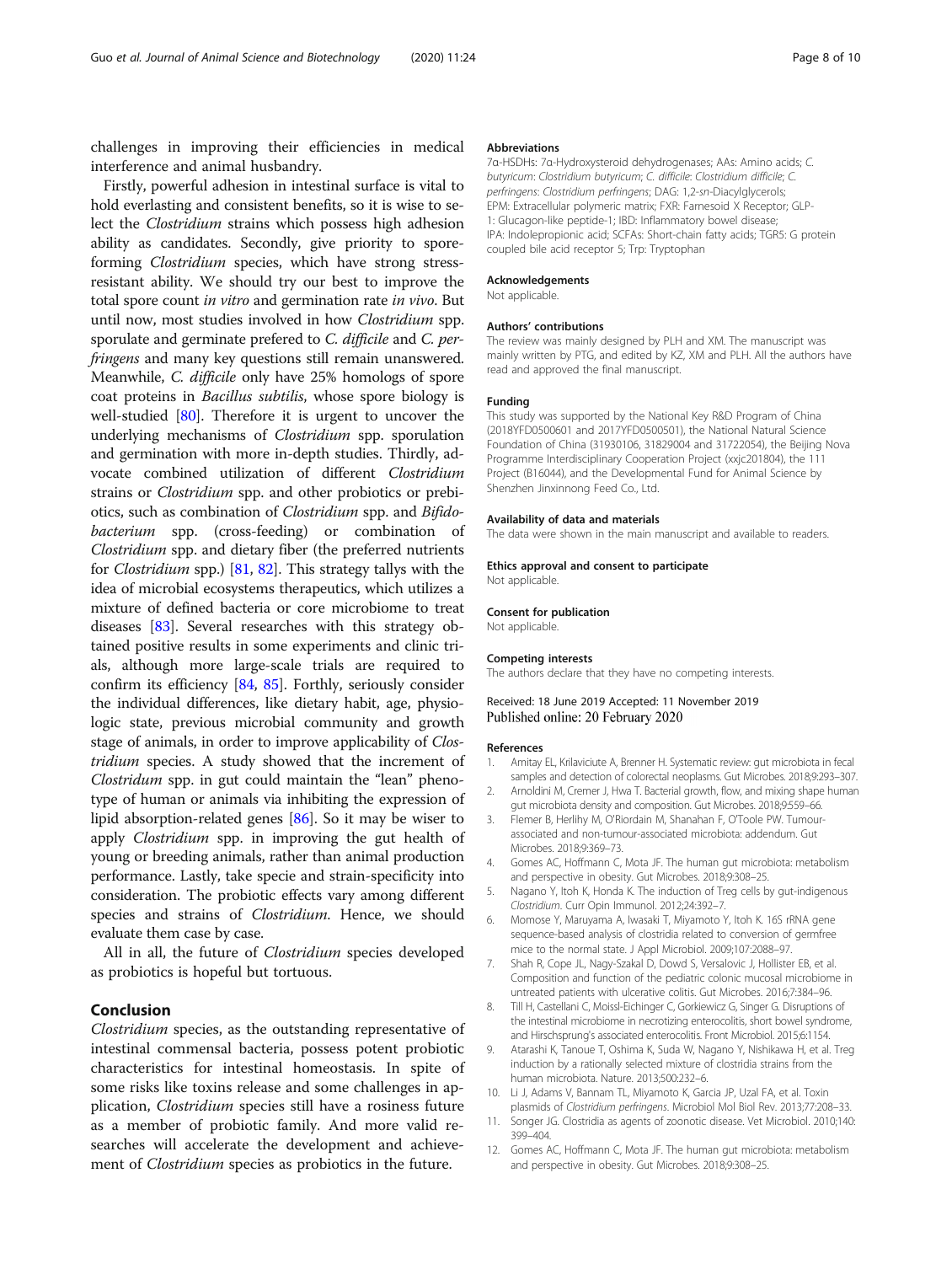challenges in improving their efficiencies in medical interference and animal husbandry.

Firstly, powerful adhesion in intestinal surface is vital to hold everlasting and consistent benefits, so it is wise to select the *Clostridium* strains which possess high adhesion ability as candidates. Secondly, give priority to spore-forming *Clostridium* species, which have strong stress-resistant ability. We should try our best to improve the total spore count *in vitro* and germination rate *in vivo*. But until now, most studies involved in how *Clostridium* spp. sporulate and germinate prefered to *C. difficile* and *C. perfringens* and many key questions still remain unanswered. Meanwhile, *C. difficile* only have 25% homologs of spore coat proteins in *Bacillus subtilis*, whose spore biology is well-studied [80]. Therefore it is urgent to uncover the underlying mechanisms of *Clostridium* spp. sporulation and germination with more in-depth studies. Thirdly, advocate combined utilization of different *Clostridium* strains or *Clostridium* spp. and other probiotics or prebiotics, such as combination of *Clostridium* spp. and *Bifidobacterium* spp. (cross-feeding) or combination of *Clostridium* spp. and dietary fiber (the preferred nutrients for *Clostridium* spp.) [81, 82]. This strategy tallys with the idea of microbial ecosystems therapeutics, which utilizes a mixture of defined bacteria or core microbiome to treat diseases [83]. Several researches with this strategy obtained positive results in some experiments and clinic trials, although more large-scale trials are required to confirm its efficiency [84, 85]. Forthly, seriously consider the individual differences, like dietary habit, age, physiologic state, previous microbial community and growth stage of animals, in order to improve applicability of *Clostridium* species. A study showed that the increment of *Clostridum* spp. in gut could maintain the "lean" phenotype of human or animals via inhibiting the expression of lipid absorption-related genes [86]. So it may be wiser to apply *Clostridium* spp. in improving the gut health of young or breeding animals, rather than animal production performance. Lastly, take specie and strain-specificity into consideration. The probiotic effects vary among different species and strains of *Clostridium*. Hence, we should evaluate them case by case.

All in all, the future of *Clostridium* species developed as probiotics is hopeful but tortuous.

## Conclusion

*Clostridium* species, as the outstanding representative of intestinal commensal bacteria, possess potent probiotic characteristics for intestinal homeostasis. In spite of some risks like toxins release and some challenges in application, *Clostridium* species still have a rosiness future as a member of probiotic family. And more valid researches will accelerate the development and achievement of *Clostridium* species as probiotics in the future.

#### Abbreviations

7α-HSDHs: 7α-Hydroxysteroid dehydrogenases; AAs: Amino acids; *C. butyricum*: *Clostridium butyricum*; *C. difficile*: *Clostridium difficile*; *C. perfringens*: *Clostridium perfringens*; DAG: 1,2-*sn*-Diacylglycerols; EPM: Extracellular polymeric matrix; FXR: Farnesoid X Receptor; GLP-1: Glucagon-like peptide-1; IBD: Inflammatory bowel disease; IPA: Indolepropionic acid; SCFAs: Short-chain fatty acids; TGR5: G protein coupled bile acid receptor 5; Trp: Tryptophan

#### Acknowledgements

Not applicable.

#### Authors' contributions

The review was mainly designed by PLH and XM. The manuscript was mainly written by PTG, and edited by KZ, XM and PLH. All the authors have read and approved the final manuscript.

#### Funding

This study was supported by the National Key R&D Program of China (2018YFD0500601 and 2017YFD0500501), the National Natural Science Foundation of China (31930106, 31829004 and 31722054), the Beijing Nova Programme Interdisciplinary Cooperation Project (xxjc201804), the 111 Project (B16044), and the Developmental Fund for Animal Science by Shenzhen Jinxinnong Feed Co., Ltd.

#### Availability of data and materials

The data were shown in the main manuscript and available to readers.

#### Ethics approval and consent to participate

Not applicable.

#### Consent for publication

Not applicable.

#### Competing interests

The authors declare that they have no competing interests.

Received: 18 June 2019 Accepted: 11 November 2019
Published online: 20 February 2020

#### References

1. Amitay EL, Krilaviciute A, Brenner H. Systematic review: gut microbiota in fecal samples and detection of colorectal neoplasms. Gut Microbes. 2018;9:293–307.
2. Arnoldini M, Cremer J, Hwa T. Bacterial growth, flow, and mixing shape human gut microbiota density and composition. Gut Microbes. 2018;9:559–66.
3. Flemer B, Herlihy M, O'Riordain M, Shanahan F, O'Toole PW. Tumour-associated and non-tumour-associated microbiota: addendum. Gut Microbes. 2018;9:369–73.
4. Gomes AC, Hoffmann C, Mota JF. The human gut microbiota: metabolism and perspective in obesity. Gut Microbes. 2018;9:308–25.
5. Nagano Y, Itoh K, Honda K. The induction of Treg cells by gut-indigenous *Clostridium*. Curr Opin Immunol. 2012;24:392–7.
6. Momose Y, Maruyama A, Iwasaki T, Miyamoto Y, Itoh K. 16S rRNA gene sequence-based analysis of clostridia related to conversion of germfree mice to the normal state. J Appl Microbiol. 2009;107:2088–97.
7. Shah R, Cope JL, Nagy-Szakal D, Dowd S, Versalovic J, Hollister EB, et al. Composition and function of the pediatric colonic mucosal microbiome in untreated patients with ulcerative colitis. Gut Microbes. 2016;7:384–96.
8. Till H, Castellani C, Moissl-Eichinger C, Gorkiewicz G, Singer G. Disruptions of the intestinal microbiome in necrotizing enterocolitis, short bowel syndrome, and Hirschsprung's associated enterocolitis. Front Microbiol. 2015;6:1154.
9. Atarashi K, Tanoue T, Oshima K, Suda W, Nagano Y, Nishikawa H, et al. Treg induction by a rationally selected mixture of clostridia strains from the human microbiota. Nature. 2013;500:232–6.
10. Li J, Adams V, Bannam TL, Miyamoto K, Garcia JP, Uzal FA, et al. Toxin plasmids of *Clostridium perfringens*. Microbiol Mol Biol Rev. 2013;77:208–33.
11. Songer JG. Clostridia as agents of zoonotic disease. Vet Microbiol. 2010;140:399–404.
12. Gomes AC, Hoffmann C, Mota JF. The human gut microbiota: metabolism and perspective in obesity. Gut Microbes. 2018;9:308–25.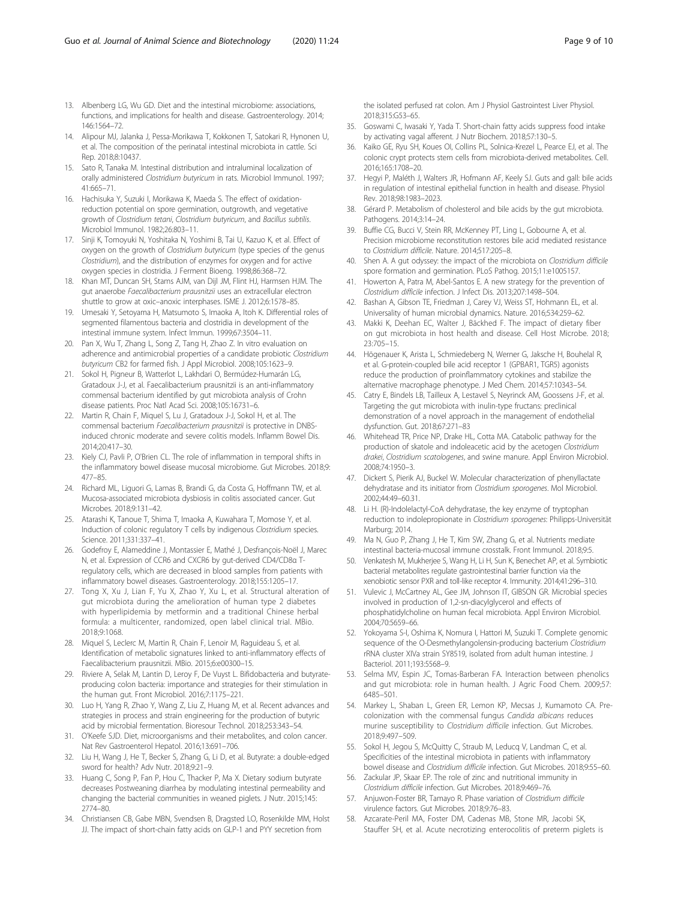13. Albenberg LG, Wu GD. Diet and the intestinal microbiome: associations, functions, and implications for health and disease. Gastroenterology. 2014; 146:1564–72.
14. Alipour MJ, Jalanka J, Pessa-Morikawa T, Kokkonen T, Satokari R, Hynonen U, et al. The composition of the perinatal intestinal microbiota in cattle. Sci Rep. 2018;8:10437.
15. Sato R, Tanaka M. Intestinal distribution and intraluminal localization of orally administered *Clostridium butyricum* in rats. Microbiol Immunol. 1997; 41:665–71.
16. Hachisuka Y, Suzuki I, Morikawa K, Maeda S. The effect of oxidation-reduction potential on spore germination, outgrowth, and vegetative growth of *Clostridium tetani*, *Clostridium butyricum*, and *Bacillus subtilis*. Microbiol Immunol. 1982;26:803–11.
17. Sinji K, Tomoyuki N, Yoshitaka N, Yoshimi B, Tai U, Kazuo K, et al. Effect of oxygen on the growth of *Clostridium butyricum* (type species of the genus *Clostridium*), and the distribution of enzymes for oxygen and for active oxygen species in clostridia. J Ferment Bioeng. 1998;86:368–72.
18. Khan MT, Duncan SH, Stams AJM, van Dijl JM, Flint HJ, Harmsen HJM. The gut anaerobe *Faecalibacterium prausnitzii* uses an extracellular electron shuttle to grow at oxic–anoxic interphases. ISME J. 2012;6:1578–85.
19. Umesaki Y, Setoyama H, Matsumoto S, Imaoka A, Itoh K. Differential roles of segmented filamentous bacteria and clostridia in development of the intestinal immune system. Infect Immun. 1999;67:3504–11.
20. Pan X, Wu T, Zhang L, Song Z, Tang H, Zhao Z. In vitro evaluation on adherence and antimicrobial properties of a candidate probiotic *Clostridium butyricum* CB2 for farmed fish. J Appl Microbiol. 2008;105:1623–9.
21. Sokol H, Pigneur B, Watterlot L, Lakhdari O, Bermúdez-Humarán LG, Gratadoux J-J, et al. Faecalibacterium prausnitzii is an anti-inflammatory commensal bacterium identified by gut microbiota analysis of Crohn disease patients. Proc Natl Acad Sci. 2008;105:16731–6.
22. Martin R, Chain F, Miquel S, Lu J, Gratadoux J-J, Sokol H, et al. The commensal bacterium *Faecalibacterium prausnitzii* is protective in DNBS-induced chronic moderate and severe colitis models. Inflamm Bowel Dis. 2014;20:417–30.
23. Kiely CJ, Pavli P, O'Brien CL. The role of inflammation in temporal shifts in the inflammatory bowel disease mucosal microbiome. Gut Microbes. 2018;9: 477–85.
24. Richard ML, Liguori G, Lamas B, Brandi G, da Costa G, Hoffmann TW, et al. Mucosa-associated microbiota dysbiosis in colitis associated cancer. Gut Microbes. 2018;9:131–42.
25. Atarashi K, Tanoue T, Shima T, Imaoka A, Kuwahara T, Momose Y, et al. Induction of colonic regulatory T cells by indigenous *Clostridium* species. Science. 2011;331:337–41.
26. Godefroy E, Alameddine J, Montassier E, Mathé J, Desfrançois-Noël J, Marec N, et al. Expression of CCR6 and CXCR6 by gut-derived CD4/CD8α T-regulatory cells, which are decreased in blood samples from patients with inflammatory bowel diseases. Gastroenterology. 2018;155:1205–17.
27. Tong X, Xu J, Lian F, Yu X, Zhao Y, Xu L, et al. Structural alteration of gut microbiota during the amelioration of human type 2 diabetes with hyperlipidemia by metformin and a traditional Chinese herbal formula: a multicenter, randomized, open label clinical trial. MBio. 2018;9:1068.
28. Miquel S, Leclerc M, Martin R, Chain F, Lenoir M, Raguideau S, et al. Identification of metabolic signatures linked to anti-inflammatory effects of Faecalibacterium prausnitzii. MBio. 2015;6:e00300–15.
29. Riviere A, Selak M, Lantin D, Leroy F, De Vuyst L. Bifidobacteria and butyrate-producing colon bacteria: importance and strategies for their stimulation in the human gut. Front Microbiol. 2016;7:1175–221.
30. Luo H, Yang R, Zhao Y, Wang Z, Liu Z, Huang M, et al. Recent advances and strategies in process and strain engineering for the production of butyric acid by microbial fermentation. Bioresour Technol. 2018;253:343–54.
31. O'Keefe SJD. Diet, microorganisms and their metabolites, and colon cancer. Nat Rev Gastroenterol Hepatol. 2016;13:691–706.
32. Liu H, Wang J, He T, Becker S, Zhang G, Li D, et al. Butyrate: a double-edged sword for health? Adv Nutr. 2018;9:21–9.
33. Huang C, Song P, Fan P, Hou C, Thacker P, Ma X. Dietary sodium butyrate decreases Postweaning diarrhea by modulating intestinal permeability and changing the bacterial communities in weaned piglets. J Nutr. 2015;145: 2774–80.
34. Christiansen CB, Gabe MBN, Svendsen B, Dragsted LO, Rosenkilde MM, Holst JJ. The impact of short-chain fatty acids on GLP-1 and PYY secretion from the isolated perfused rat colon. Am J Physiol Gastrointest Liver Physiol. 2018;315:G53–65.
35. Goswami C, Iwasaki Y, Yada T. Short-chain fatty acids suppress food intake by activating vagal afferent. J Nutr Biochem. 2018;57:130–5.
36. Kaiko GE, Ryu SH, Koues OI, Collins PL, Solnica-Krezel L, Pearce EJ, et al. The colonic crypt protects stem cells from microbiota-derived metabolites. Cell. 2016;165:1708–20.
37. Hegyi P, Maléth J, Walters JR, Hofmann AF, Keely SJ. Guts and gall: bile acids in regulation of intestinal epithelial function in health and disease. Physiol Rev. 2018;98:1983–2023.
38. Gérard P. Metabolism of cholesterol and bile acids by the gut microbiota. Pathogens. 2014;3:14–24.
39. Buffie CG, Bucci V, Stein RR, McKenney PT, Ling L, Gobourne A, et al. Precision microbiome reconstitution restores bile acid mediated resistance to *Clostridium difficile*. Nature. 2014;517:205–8.
40. Shen A. A gut odyssey: the impact of the microbiota on *Clostridium difficile* spore formation and germination. PLoS Pathog. 2015;11:e1005157.
41. Howerton A, Patra M, Abel-Santos E. A new strategy for the prevention of *Clostridium difficile* infection. J Infect Dis. 2013;207:1498–504.
42. Bashan A, Gibson TE, Friedman J, Carey VJ, Weiss ST, Hohmann EL, et al. Universality of human microbial dynamics. Nature. 2016;534:259–62.
43. Makki K, Deehan EC, Walter J, Bäckhed F. The impact of dietary fiber on gut microbiota in host health and disease. Cell Host Microbe. 2018; 23:705–15.
44. Högenauer K, Arista L, Schmiedeberg N, Werner G, Jaksche H, Bouhelal R, et al. G-protein-coupled bile acid receptor 1 (GPBAR1, TGR5) agonists reduce the production of proinflammatory cytokines and stabilize the alternative macrophage phenotype. J Med Chem. 2014;57:10343–54.
45. Catry E, Bindels LB, Tailleux A, Lestavel S, Neyrinck AM, Goossens J-F, et al. Targeting the gut microbiota with inulin-type fructans: preclinical demonstration of a novel approach in the management of endothelial dysfunction. Gut. 2018;67:271–83
46. Whitehead TR, Price NP, Drake HL, Cotta MA. Catabolic pathway for the production of skatole and indoleacetic acid by the acetogen *Clostridium drakei*, *Clostridium scatologenes*, and swine manure. Appl Environ Microbiol. 2008;74:1950–3.
47. Dickert S, Pierik AJ, Buckel W. Molecular characterization of phenyllactate dehydratase and its initiator from *Clostridium sporogenes*. Mol Microbiol. 2002;44:49–60.31.
48. Li H. (R)-Indolelactyl-CoA dehydratase, the key enzyme of tryptophan reduction to indolepropionate in *Clostridium sporogenes*: Philipps-Universität Marburg; 2014.
49. Ma N, Guo P, Zhang J, He T, Kim SW, Zhang G, et al. Nutrients mediate intestinal bacteria-mucosal immune crosstalk. Front Immunol. 2018;9:5.
50. Venkatesh M, Mukherjee S, Wang H, Li H, Sun K, Benechet AP, et al. Symbiotic bacterial metabolites regulate gastrointestinal barrier function via the xenobiotic sensor PXR and toll-like receptor 4. Immunity. 2014;41:296–310.
51. Vulevic J, McCartney AL, Gee JM, Johnson IT, GIBSON GR. Microbial species involved in production of 1,2-sn-diacylglycerol and effects of phosphatidylcholine on human fecal microbiota. Appl Environ Microbiol. 2004;70:5659–66.
52. Yokoyama S-I, Oshima K, Nomura I, Hattori M, Suzuki T. Complete genomic sequence of the O-Desmethylangolensin-producing bacterium *Clostridium* rRNA cluster XIVa strain SY8519, isolated from adult human intestine. J Bacteriol. 2011;193:5568–9.
53. Selma MV, Espin JC, Tomas-Barberan FA. Interaction between phenolics and gut microbiota: role in human health. J Agric Food Chem. 2009;57: 6485–501.
54. Markey L, Shaban L, Green ER, Lemon KP, Mecsas J, Kumamoto CA. Pre-colonization with the commensal fungus *Candida albicans* reduces murine susceptibility to *Clostridium difficile* infection. Gut Microbes. 2018;9:497–509.
55. Sokol H, Jegou S, McQuitty C, Straub M, Leducq V, Landman C, et al. Specificities of the intestinal microbiota in patients with inflammatory bowel disease and *Clostridium difficile* infection. Gut Microbes. 2018;9:55–60.
56. Zackular JP, Skaar EP. The role of zinc and nutritional immunity in *Clostridium difficile* infection. Gut Microbes. 2018;9:469–76.
57. Anjuwon-Foster BR, Tamayo R. Phase variation of *Clostridium difficile* virulence factors. Gut Microbes. 2018;9:76–83.
58. Azcarate-Peril MA, Foster DM, Cadenas MB, Stone MR, Jacobi SK, Stauffer SH, et al. Acute necrotizing enterocolitis of preterm piglets is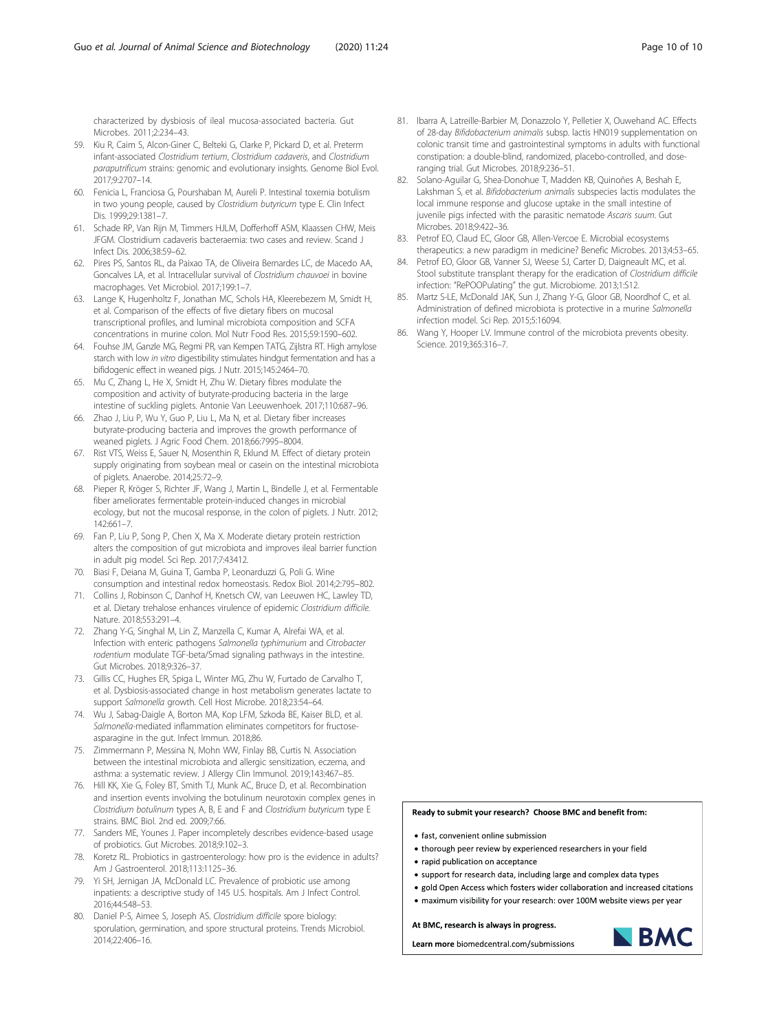characterized by dysbiosis of ileal mucosa-associated bacteria. Gut Microbes. 2011;2:234–43.

59. Kiu R, Caim S, Alcon-Giner C, Belteki G, Clarke P, Pickard D, et al. Preterm infant-associated *Clostridium tertium*, *Clostridium cadaveris*, and *Clostridium paraputrificum* strains: genomic and evolutionary insights. Genome Biol Evol. 2017;9:2707–14.
60. Fenicia L, Franciosa G, Pourshaban M, Aureli P. Intestinal toxemia botulism in two young people, caused by *Clostridium butyricum* type E. Clin Infect Dis. 1999;29:1381–7.
61. Schade RP, Van Rijn M, Timmers HJLM, Dofferhoff ASM, Klaassen CHW, Meis JFGM. Clostridium cadaveris bacteraemia: two cases and review. Scand J Infect Dis. 2006;38:59–62.
62. Pires PS, Santos RL, da Paixao TA, de Oliveira Bernardes LC, de Macedo AA, Goncalves LA, et al. Intracellular survival of *Clostridium chauvoei* in bovine macrophages. Vet Microbiol. 2017;199:1–7.
63. Lange K, Hugenholtz F, Jonathan MC, Schols HA, Kleerebezem M, Smidt H, et al. Comparison of the effects of five dietary fibers on mucosal transcriptional profiles, and luminal microbiota composition and SCFA concentrations in murine colon. Mol Nutr Food Res. 2015;59:1590–602.
64. Fouhse JM, Ganzle MG, Regmi PR, van Kempen TATG, Zijlstra RT. High amylose starch with low *in vitro* digestibility stimulates hindgut fermentation and has a bifidogenic effect in weaned pigs. J Nutr. 2015;145:2464–70.
65. Mu C, Zhang L, He X, Smidt H, Zhu W. Dietary fibres modulate the composition and activity of butyrate-producing bacteria in the large intestine of suckling piglets. Antonie Van Leeuwenhoek. 2017;110:687–96.
66. Zhao J, Liu P, Wu Y, Guo P, Liu L, Ma N, et al. Dietary fiber increases butyrate-producing bacteria and improves the growth performance of weaned piglets. J Agric Food Chem. 2018;66:7995–8004.
67. Rist VTS, Weiss E, Sauer N, Mosenthin R, Eklund M. Effect of dietary protein supply originating from soybean meal or casein on the intestinal microbiota of piglets. Anaerobe. 2014;25:72–9.
68. Pieper R, Kröger S, Richter JF, Wang J, Martin L, Bindelle J, et al. Fermentable fiber ameliorates fermentable protein-induced changes in microbial ecology, but not the mucosal response, in the colon of piglets. J Nutr. 2012; 142:661–7.
69. Fan P, Liu P, Song P, Chen X, Ma X. Moderate dietary protein restriction alters the composition of gut microbiota and improves ileal barrier function in adult pig model. Sci Rep. 2017;7:43412.
70. Biasi F, Deiana M, Guina T, Gamba P, Leonarduzzi G, Poli G. Wine consumption and intestinal redox homeostasis. Redox Biol. 2014;2:795–802.
71. Collins J, Robinson C, Danhof H, Knetsch CW, van Leeuwen HC, Lawley TD, et al. Dietary trehalose enhances virulence of epidemic *Clostridium difficile*. Nature. 2018;553:291–4.
72. Zhang Y-G, Singhal M, Lin Z, Manzella C, Kumar A, Alrefai WA, et al. Infection with enteric pathogens *Salmonella typhimurium* and *Citrobacter rodentium* modulate TGF-beta/Smad signaling pathways in the intestine. Gut Microbes. 2018;9:326–37.
73. Gillis CC, Hughes ER, Spiga L, Winter MG, Zhu W, Furtado de Carvalho T, et al. Dysbiosis-associated change in host metabolism generates lactate to support *Salmonella* growth. Cell Host Microbe. 2018;23:54–64.
74. Wu J, Sabag-Daigle A, Borton MA, Kop LFM, Szkoda BE, Kaiser BLD, et al. *Salmonella*-mediated inflammation eliminates competitors for fructose-asparagine in the gut. Infect Immun. 2018;86.
75. Zimmermann P, Messina N, Mohn WW, Finlay BB, Curtis N. Association between the intestinal microbiota and allergic sensitization, eczema, and asthma: a systematic review. J Allergy Clin Immunol. 2019;143:467–85.
76. Hill KK, Xie G, Foley BT, Smith TJ, Munk AC, Bruce D, et al. Recombination and insertion events involving the botulinum neurotoxin complex genes in *Clostridium botulinum* types A, B, E and F and *Clostridium butyricum* type E strains. BMC Biol. 2nd ed. 2009;7:66.
77. Sanders ME, Younes J. Paper incompletely describes evidence-based usage of probiotics. Gut Microbes. 2018;9:102–3.
78. Koretz RL. Probiotics in gastroenterology: how pro is the evidence in adults? Am J Gastroenterol. 2018;113:1125–36.
79. Yi SH, Jernigan JA, McDonald LC. Prevalence of probiotic use among inpatients: a descriptive study of 145 U.S. hospitals. Am J Infect Control. 2016;44:548–53.
80. Daniel P-S, Aimee S, Joseph AS. *Clostridium difficile* spore biology: sporulation, germination, and spore structural proteins. Trends Microbiol. 2014;22:406–16.
81. Ibarra A, Latreille-Barbier M, Donazzolo Y, Pelletier X, Ouwehand AC. Effects of 28-day *Bifidobacterium animalis* subsp. lactis HN019 supplementation on colonic transit time and gastrointestinal symptoms in adults with functional constipation: a double-blind, randomized, placebo-controlled, and dose-ranging trial. Gut Microbes. 2018;9:236–51.
82. Solano-Aguilar G, Shea-Donohue T, Madden KB, Quinoñes A, Beshah E, Lakshman S, et al. *Bifidobacterium animalis* subspecies lactis modulates the local immune response and glucose uptake in the small intestine of juvenile pigs infected with the parasitic nematode *Ascaris suum*. Gut Microbes. 2018;9:422–36.
83. Petrof EO, Claud EC, Gloor GB, Allen-Vercoe E. Microbial ecosystems therapeutics: a new paradigm in medicine? Benefic Microbes. 2013;4:53–65.
84. Petrof EO, Gloor GB, Vanner SJ, Weese SJ, Carter D, Daigneault MC, et al. Stool substitute transplant therapy for the eradication of *Clostridium difficile* infection: "RePOOPulating" the gut. Microbiome. 2013;1:S12.
85. Martz S-LE, McDonald JAK, Sun J, Zhang Y-G, Gloor GB, Noordhof C, et al. Administration of defined microbiota is protective in a murine *Salmonella* infection model. Sci Rep. 2015;5:16094.
86. Wang Y, Hooper LV. Immune control of the microbiota prevents obesity. Science. 2019;365:316–7.

**Ready to submit your research? Choose BMC and benefit from:**

- fast, convenient online submission
- thorough peer review by experienced researchers in your field
- rapid publication on acceptance
- support for research data, including large and complex data types
- gold Open Access which fosters wider collaboration and increased citations
- maximum visibility for your research: over 100M website views per year

**At BMC, research is always in progress.**

**Learn more** biomedcentral.com/submissions

BMC